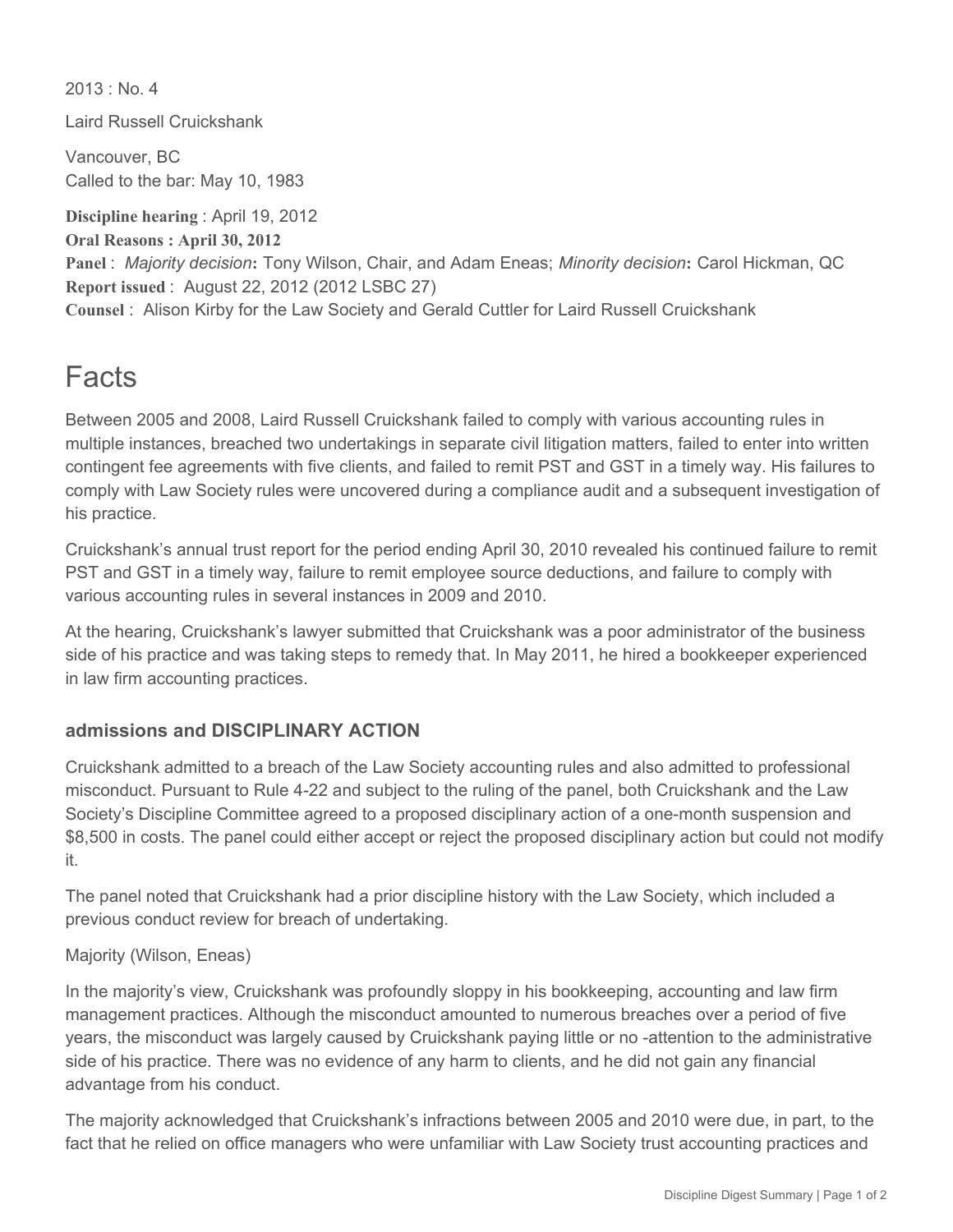2013 : No. 4

Laird Russell Cruickshank

Vancouver, BC
Called to the bar: May 10, 1983

**Discipline hearing** : April 19, 2012
**Oral Reasons : April 30, 2012**
**Panel** : *Majority decision***:** Tony Wilson, Chair, and Adam Eneas; *Minority decision***:** Carol Hickman, QC
**Report issued** : August 22, 2012 (2012 LSBC 27)
**Counsel** : Alison Kirby for the Law Society and Gerald Cuttler for Laird Russell Cruickshank

# Facts

Between 2005 and 2008, Laird Russell Cruickshank failed to comply with various accounting rules in multiple instances, breached two undertakings in separate civil litigation matters, failed to enter into written contingent fee agreements with five clients, and failed to remit PST and GST in a timely way. His failures to comply with Law Society rules were uncovered during a compliance audit and a subsequent investigation of his practice.

Cruickshank's annual trust report for the period ending April 30, 2010 revealed his continued failure to remit PST and GST in a timely way, failure to remit employee source deductions, and failure to comply with various accounting rules in several instances in 2009 and 2010.

At the hearing, Cruickshank's lawyer submitted that Cruickshank was a poor administrator of the business side of his practice and was taking steps to remedy that. In May 2011, he hired a bookkeeper experienced in law firm accounting practices.

### admissions and DISCIPLINARY ACTION

Cruickshank admitted to a breach of the Law Society accounting rules and also admitted to professional misconduct. Pursuant to Rule 4-22 and subject to the ruling of the panel, both Cruickshank and the Law Society's Discipline Committee agreed to a proposed disciplinary action of a one-month suspension and $8,500 in costs. The panel could either accept or reject the proposed disciplinary action but could not modify it.

The panel noted that Cruickshank had a prior discipline history with the Law Society, which included a previous conduct review for breach of undertaking.

Majority (Wilson, Eneas)

In the majority's view, Cruickshank was profoundly sloppy in his bookkeeping, accounting and law firm management practices. Although the misconduct amounted to numerous breaches over a period of five years, the misconduct was largely caused by Cruickshank paying little or no -attention to the administrative side of his practice. There was no evidence of any harm to clients, and he did not gain any financial advantage from his conduct.

The majority acknowledged that Cruickshank's infractions between 2005 and 2010 were due, in part, to the fact that he relied on office managers who were unfamiliar with Law Society trust accounting practices and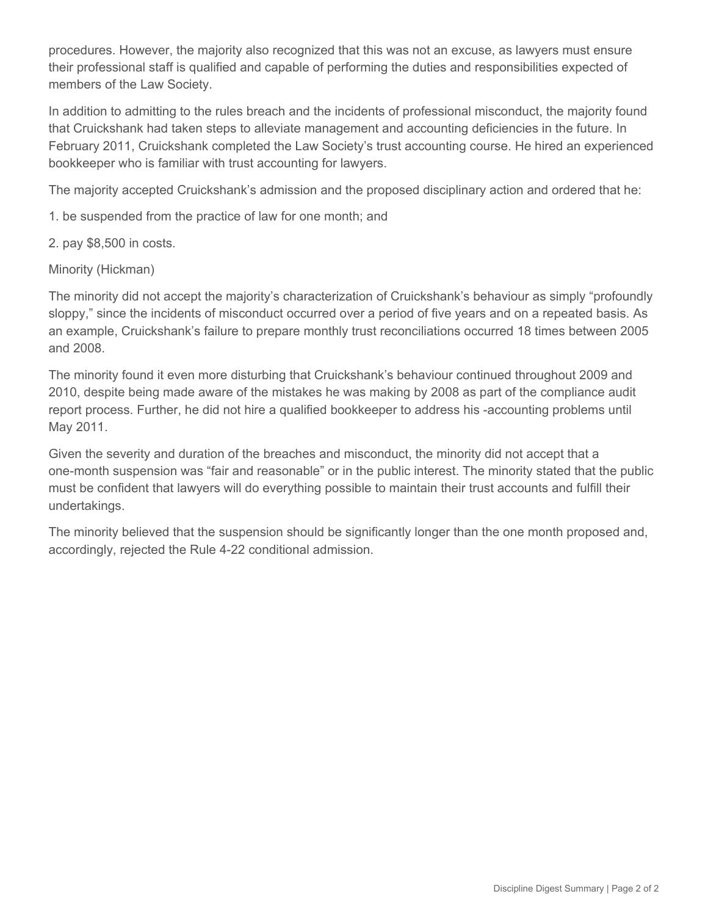procedures. However, the majority also recognized that this was not an excuse, as lawyers must ensure their professional staff is qualified and capable of performing the duties and responsibilities expected of members of the Law Society.

In addition to admitting to the rules breach and the incidents of professional misconduct, the majority found that Cruickshank had taken steps to alleviate management and accounting deficiencies in the future. In February 2011, Cruickshank completed the Law Society's trust accounting course. He hired an experienced bookkeeper who is familiar with trust accounting for lawyers.

The majority accepted Cruickshank's admission and the proposed disciplinary action and ordered that he:

1. be suspended from the practice of law for one month; and

2. pay $8,500 in costs.

Minority (Hickman)

The minority did not accept the majority's characterization of Cruickshank's behaviour as simply "profoundly sloppy," since the incidents of misconduct occurred over a period of five years and on a repeated basis. As an example, Cruickshank's failure to prepare monthly trust reconciliations occurred 18 times between 2005 and 2008.

The minority found it even more disturbing that Cruickshank's behaviour continued throughout 2009 and 2010, despite being made aware of the mistakes he was making by 2008 as part of the compliance audit report process. Further, he did not hire a qualified bookkeeper to address his -accounting problems until May 2011.

Given the severity and duration of the breaches and misconduct, the minority did not accept that a one-month suspension was "fair and reasonable" or in the public interest. The minority stated that the public must be confident that lawyers will do everything possible to maintain their trust accounts and fulfill their undertakings.

The minority believed that the suspension should be significantly longer than the one month proposed and, accordingly, rejected the Rule 4-22 conditional admission.